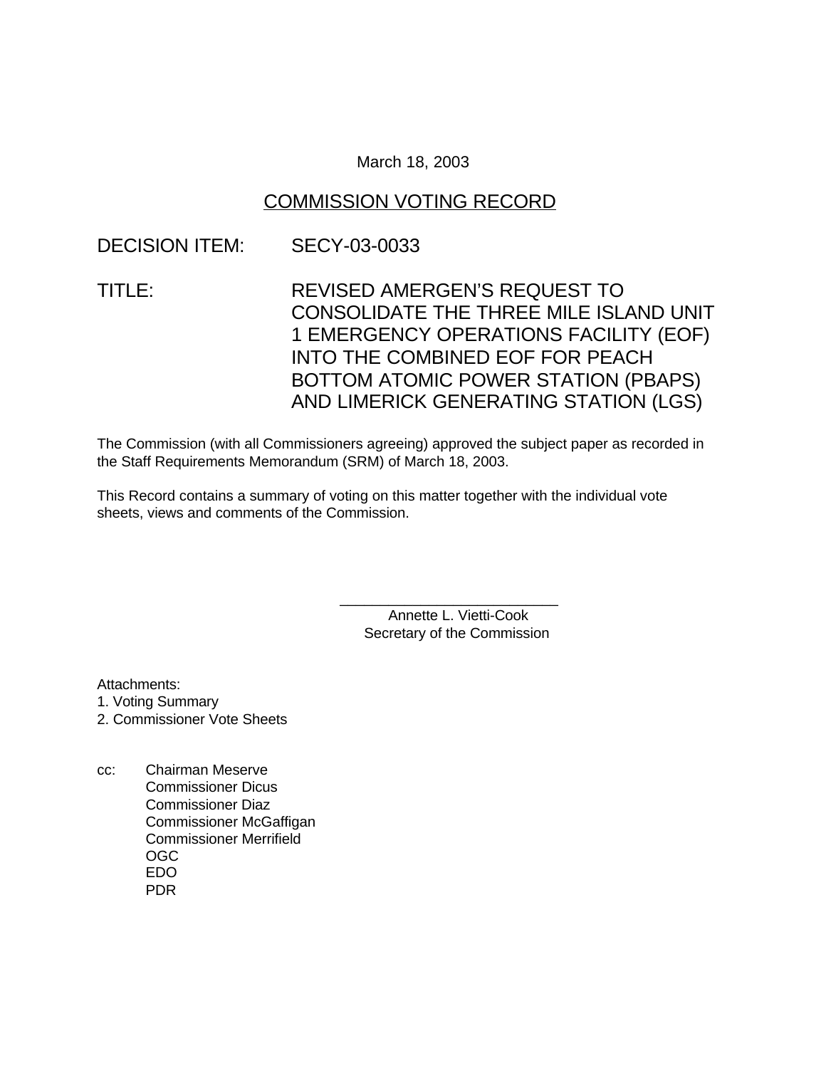March 18, 2003

# COMMISSION VOTING RECORD

DECISION ITEM: SECY-03-0033

TITLE: REVISED AMERGEN'S REQUEST TO CONSOLIDATE THE THREE MILE ISLAND UNIT 1 EMERGENCY OPERATIONS FACILITY (EOF) INTO THE COMBINED EOF FOR PEACH BOTTOM ATOMIC POWER STATION (PBAPS) AND LIMERICK GENERATING STATION (LGS)

The Commission (with all Commissioners agreeing) approved the subject paper as recorded in the Staff Requirements Memorandum (SRM) of March 18, 2003.

This Record contains a summary of voting on this matter together with the individual vote sheets, views and comments of the Commission.

\_\_\_\_\_\_\_\_\_\_\_\_\_\_\_\_\_\_\_\_\_\_\_\_\_\_\_
Annette L. Vietti-Cook
Secretary of the Commission

Attachments:
1. Voting Summary
2. Commissioner Vote Sheets

cc: Chairman Meserve
Commissioner Dicus
Commissioner Diaz
Commissioner McGaffigan
Commissioner Merrifield
OGC
EDO
PDR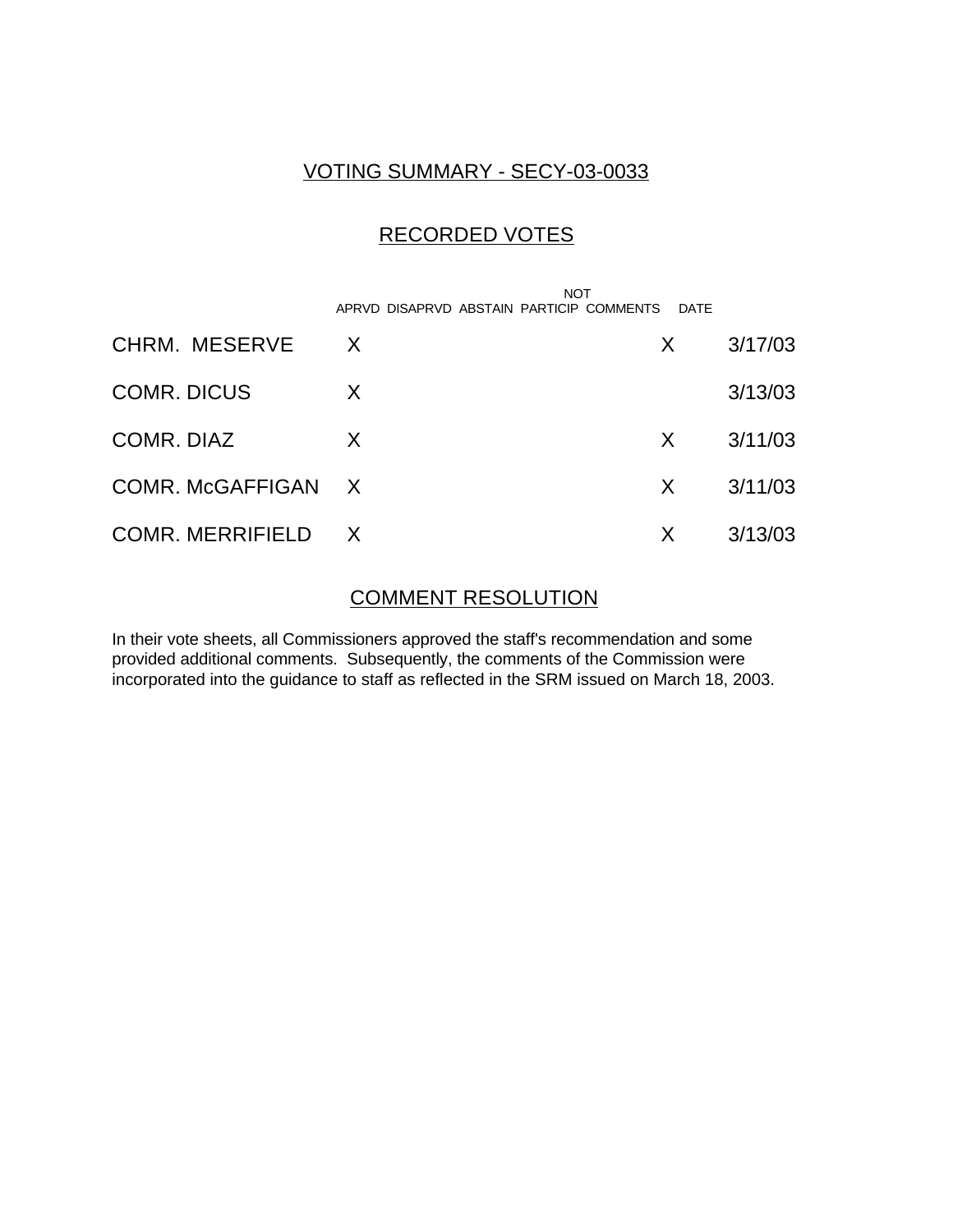## VOTING SUMMARY - SECY-03-0033

## RECORDED VOTES

| | APRVD | DISAPRVD | ABSTAIN | NOT PARTICIP | COMMENTS | DATE |
|---|---|---|---|---|---|---|
| CHRM. MESERVE | X | | | | X | 3/17/03 |
| COMR. DICUS | X | | | | | 3/13/03 |
| COMR. DIAZ | X | | | | X | 3/11/03 |
| COMR. McGAFFIGAN | X | | | | X | 3/11/03 |
| COMR. MERRIFIELD | X | | | | X | 3/13/03 |

## COMMENT RESOLUTION

In their vote sheets, all Commissioners approved the staff's recommendation and some provided additional comments. Subsequently, the comments of the Commission were incorporated into the guidance to staff as reflected in the SRM issued on March 18, 2003.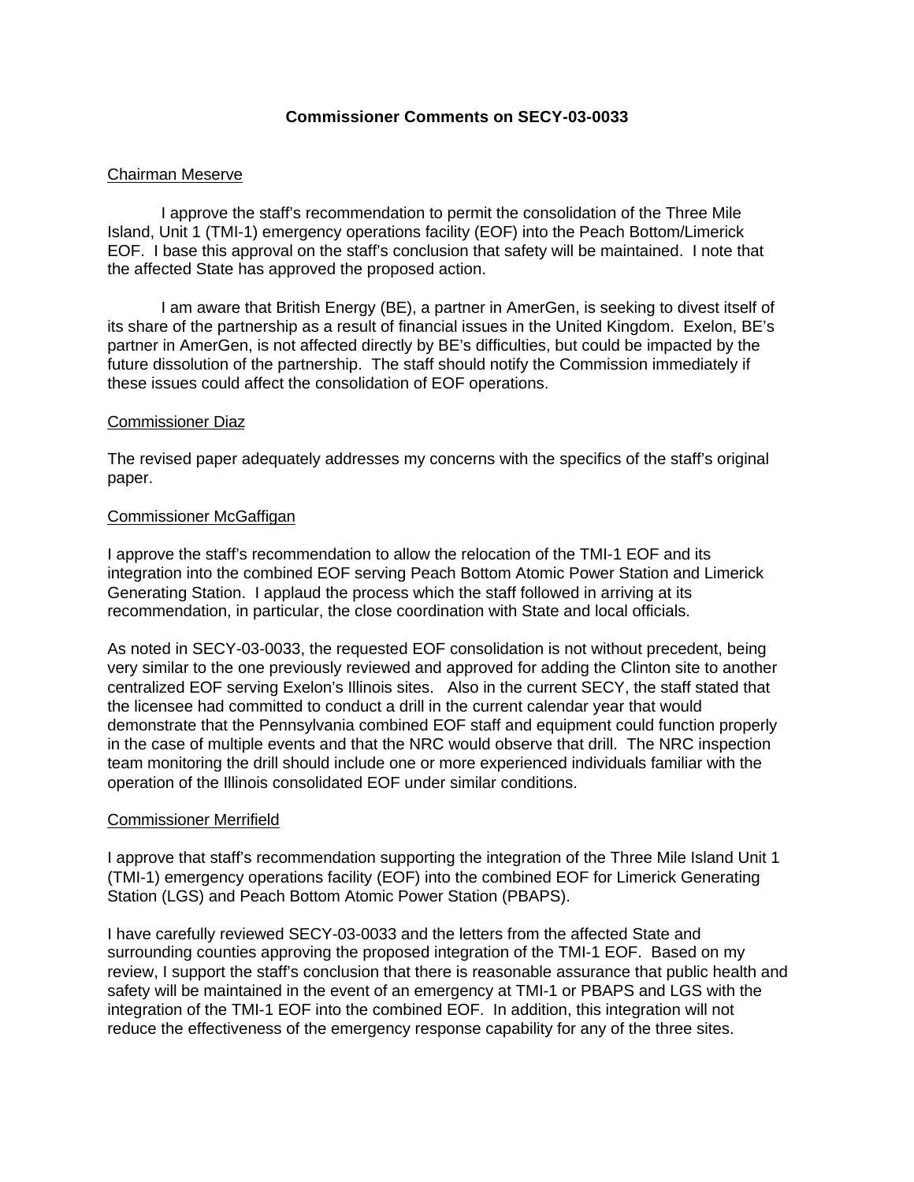**Commissioner Comments on SECY-03-0033**

Chairman Meserve

I approve the staff's recommendation to permit the consolidation of the Three Mile Island, Unit 1 (TMI-1) emergency operations facility (EOF) into the Peach Bottom/Limerick EOF. I base this approval on the staff's conclusion that safety will be maintained. I note that the affected State has approved the proposed action.

I am aware that British Energy (BE), a partner in AmerGen, is seeking to divest itself of its share of the partnership as a result of financial issues in the United Kingdom. Exelon, BE's partner in AmerGen, is not affected directly by BE's difficulties, but could be impacted by the future dissolution of the partnership. The staff should notify the Commission immediately if these issues could affect the consolidation of EOF operations.

Commissioner Diaz

The revised paper adequately addresses my concerns with the specifics of the staff's original paper.

Commissioner McGaffigan

I approve the staff's recommendation to allow the relocation of the TMI-1 EOF and its integration into the combined EOF serving Peach Bottom Atomic Power Station and Limerick Generating Station. I applaud the process which the staff followed in arriving at its recommendation, in particular, the close coordination with State and local officials.

As noted in SECY-03-0033, the requested EOF consolidation is not without precedent, being very similar to the one previously reviewed and approved for adding the Clinton site to another centralized EOF serving Exelon's Illinois sites. Also in the current SECY, the staff stated that the licensee had committed to conduct a drill in the current calendar year that would demonstrate that the Pennsylvania combined EOF staff and equipment could function properly in the case of multiple events and that the NRC would observe that drill. The NRC inspection team monitoring the drill should include one or more experienced individuals familiar with the operation of the Illinois consolidated EOF under similar conditions.

Commissioner Merrifield

I approve that staff's recommendation supporting the integration of the Three Mile Island Unit 1 (TMI-1) emergency operations facility (EOF) into the combined EOF for Limerick Generating Station (LGS) and Peach Bottom Atomic Power Station (PBAPS).

I have carefully reviewed SECY-03-0033 and the letters from the affected State and surrounding counties approving the proposed integration of the TMI-1 EOF. Based on my review, I support the staff's conclusion that there is reasonable assurance that public health and safety will be maintained in the event of an emergency at TMI-1 or PBAPS and LGS with the integration of the TMI-1 EOF into the combined EOF. In addition, this integration will not reduce the effectiveness of the emergency response capability for any of the three sites.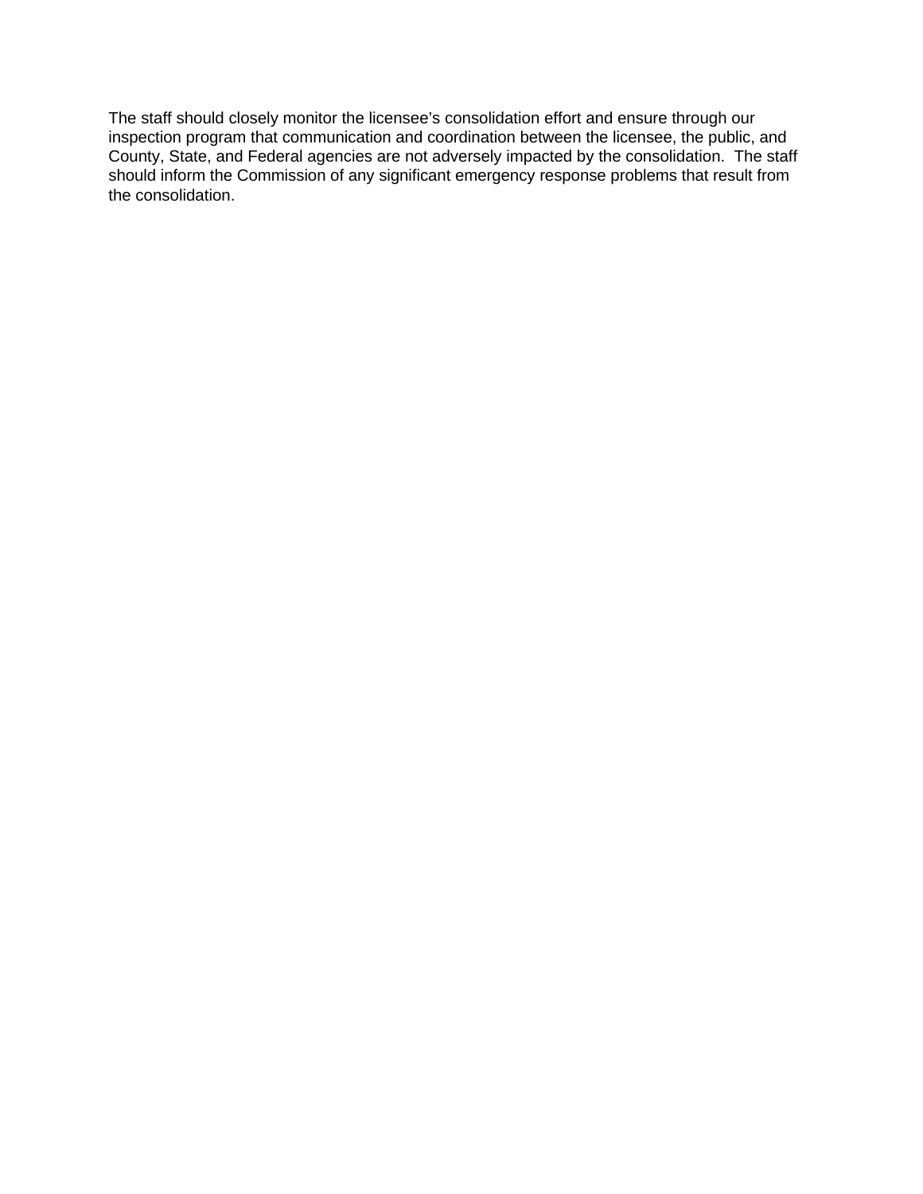The staff should closely monitor the licensee's consolidation effort and ensure through our inspection program that communication and coordination between the licensee, the public, and County, State, and Federal agencies are not adversely impacted by the consolidation. The staff should inform the Commission of any significant emergency response problems that result from the consolidation.